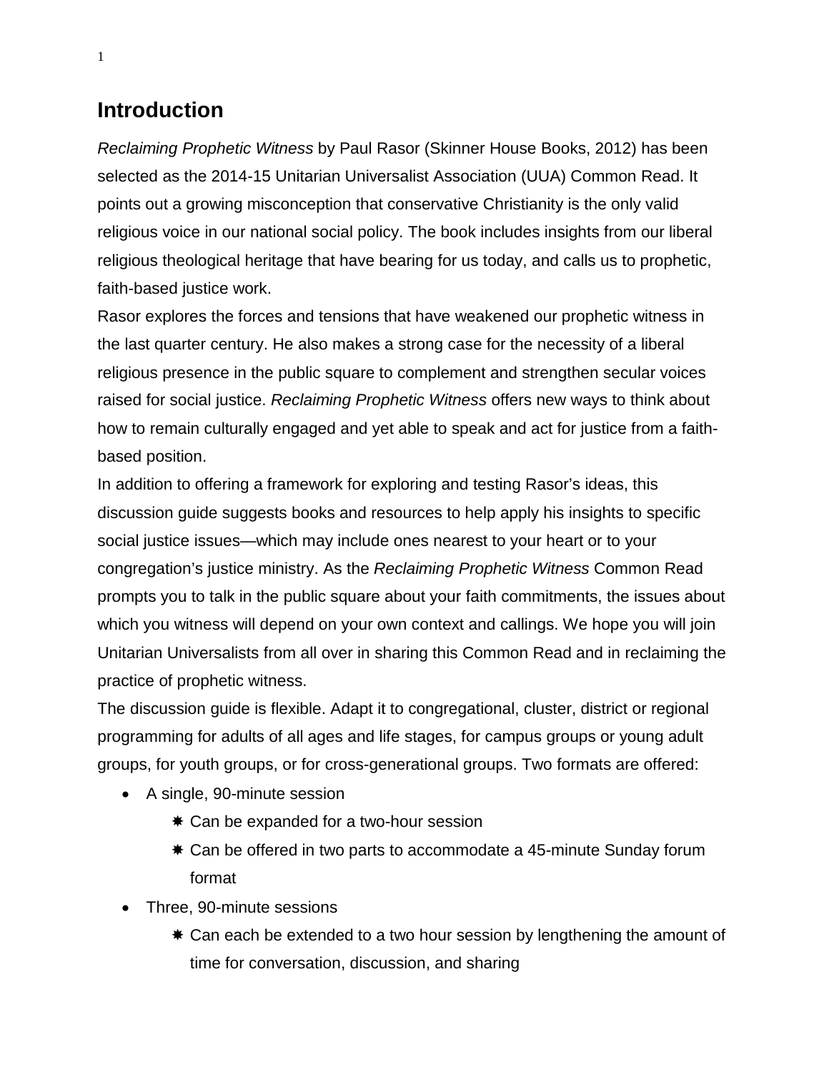# Introduction

*Reclaiming Prophetic Witness* by Paul Rasor (Skinner House Books, 2012) has been selected as the 2014-15 Unitarian Universalist Association (UUA) Common Read. It points out a growing misconception that conservative Christianity is the only valid religious voice in our national social policy. The book includes insights from our liberal religious theological heritage that have bearing for us today, and calls us to prophetic, faith-based justice work.

Rasor explores the forces and tensions that have weakened our prophetic witness in the last quarter century. He also makes a strong case for the necessity of a liberal religious presence in the public square to complement and strengthen secular voices raised for social justice. *Reclaiming Prophetic Witness* offers new ways to think about how to remain culturally engaged and yet able to speak and act for justice from a faith-based position.

In addition to offering a framework for exploring and testing Rasor's ideas, this discussion guide suggests books and resources to help apply his insights to specific social justice issues—which may include ones nearest to your heart or to your congregation's justice ministry. As the *Reclaiming Prophetic Witness* Common Read prompts you to talk in the public square about your faith commitments, the issues about which you witness will depend on your own context and callings. We hope you will join Unitarian Universalists from all over in sharing this Common Read and in reclaiming the practice of prophetic witness.

The discussion guide is flexible. Adapt it to congregational, cluster, district or regional programming for adults of all ages and life stages, for campus groups or young adult groups, for youth groups, or for cross-generational groups. Two formats are offered:

- A single, 90-minute session
  - Can be expanded for a two-hour session
  - Can be offered in two parts to accommodate a 45-minute Sunday forum format
- Three, 90-minute sessions
  - Can each be extended to a two hour session by lengthening the amount of time for conversation, discussion, and sharing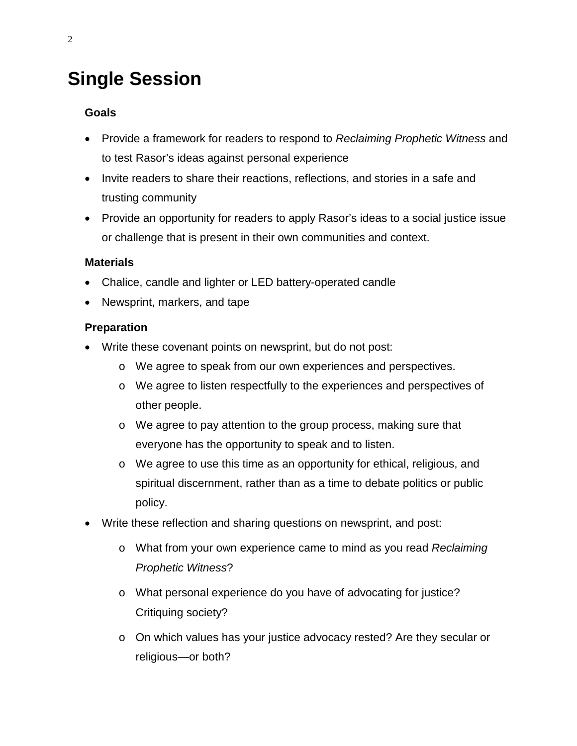# Single Session

### Goals

- Provide a framework for readers to respond to *Reclaiming Prophetic Witness* and to test Rasor's ideas against personal experience
- Invite readers to share their reactions, reflections, and stories in a safe and trusting community
- Provide an opportunity for readers to apply Rasor's ideas to a social justice issue or challenge that is present in their own communities and context.

### Materials

- Chalice, candle and lighter or LED battery-operated candle
- Newsprint, markers, and tape

### Preparation

- Write these covenant points on newsprint, but do not post:
  - We agree to speak from our own experiences and perspectives.
  - We agree to listen respectfully to the experiences and perspectives of other people.
  - We agree to pay attention to the group process, making sure that everyone has the opportunity to speak and to listen.
  - We agree to use this time as an opportunity for ethical, religious, and spiritual discernment, rather than as a time to debate politics or public policy.
- Write these reflection and sharing questions on newsprint, and post:
  - What from your own experience came to mind as you read *Reclaiming Prophetic Witness*?
  - What personal experience do you have of advocating for justice? Critiquing society?
  - On which values has your justice advocacy rested? Are they secular or religious—or both?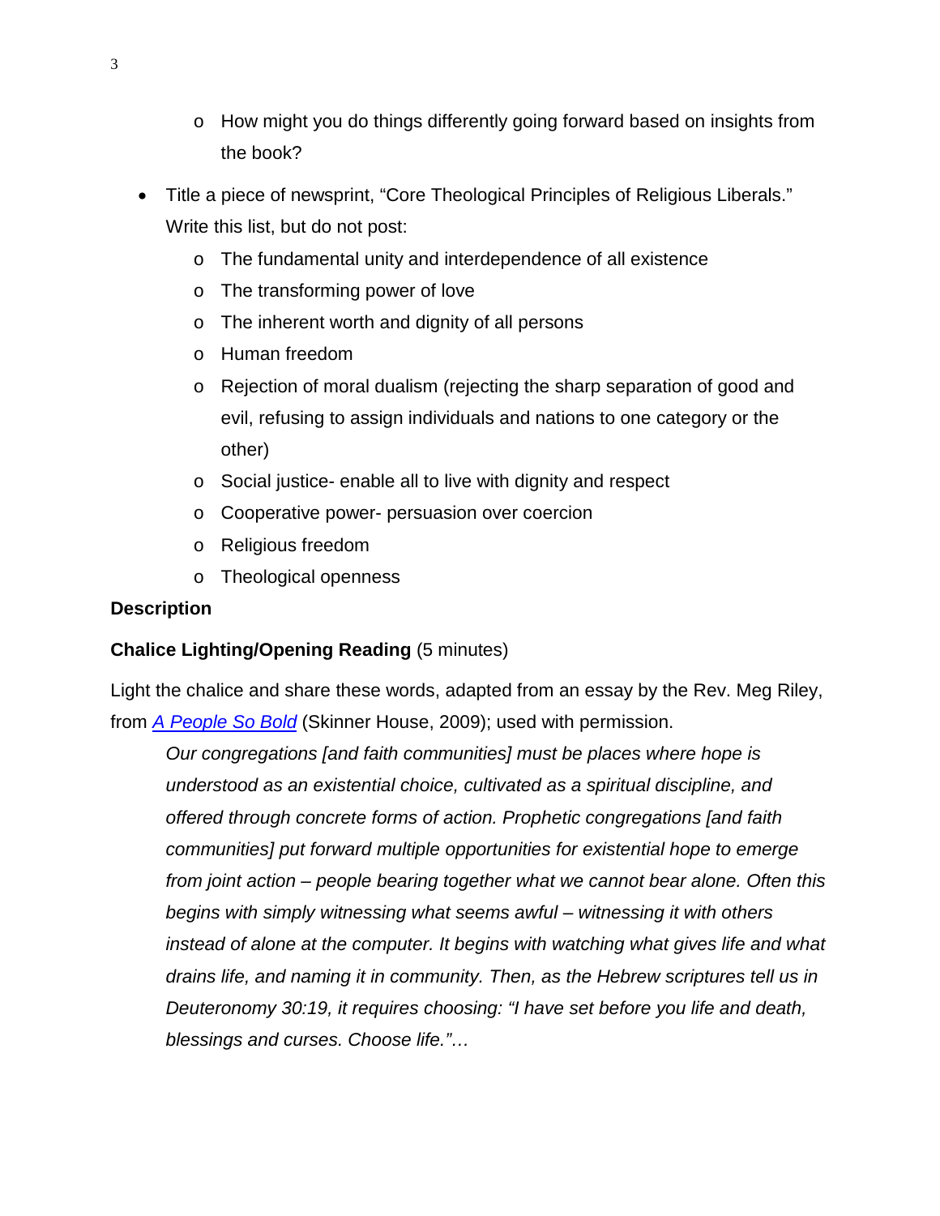- How might you do things differently going forward based on insights from the book?

- Title a piece of newsprint, “Core Theological Principles of Religious Liberals.” Write this list, but do not post:
    - The fundamental unity and interdependence of all existence
    - The transforming power of love
    - The inherent worth and dignity of all persons
    - Human freedom
    - Rejection of moral dualism (rejecting the sharp separation of good and evil, refusing to assign individuals and nations to one category or the other)
    - Social justice- enable all to live with dignity and respect
    - Cooperative power- persuasion over coercion
    - Religious freedom
    - Theological openness

**Description**

**Chalice Lighting/Opening Reading** (5 minutes)

Light the chalice and share these words, adapted from an essay by the Rev. Meg Riley, from *A People So Bold* (Skinner House, 2009); used with permission.

> *Our congregations [and faith communities] must be places where hope is understood as an existential choice, cultivated as a spiritual discipline, and offered through concrete forms of action. Prophetic congregations [and faith communities] put forward multiple opportunities for existential hope to emerge from joint action – people bearing together what we cannot bear alone. Often this begins with simply witnessing what seems awful – witnessing it with others instead of alone at the computer. It begins with watching what gives life and what drains life, and naming it in community. Then, as the Hebrew scriptures tell us in Deuteronomy 30:19, it requires choosing: “I have set before you life and death, blessings and curses. Choose life.”…*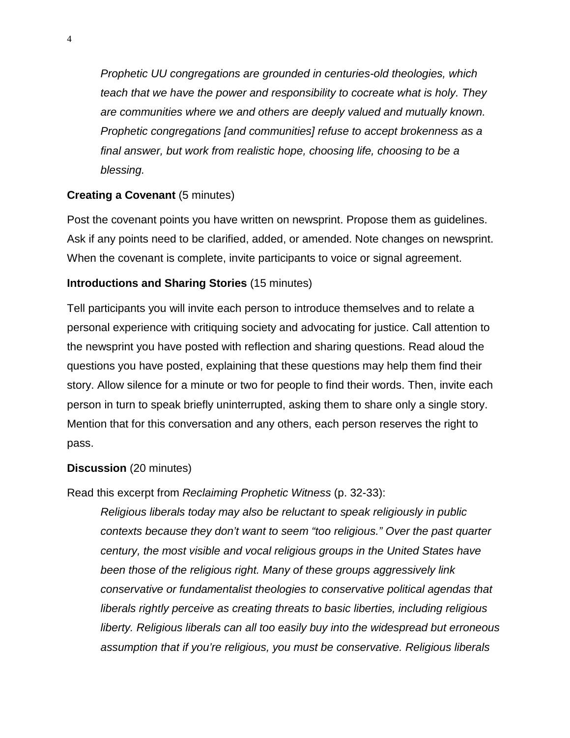> *Prophetic UU congregations are grounded in centuries-old theologies, which teach that we have the power and responsibility to cocreate what is holy. They are communities where we and others are deeply valued and mutually known. Prophetic congregations [and communities] refuse to accept brokenness as a final answer, but work from realistic hope, choosing life, choosing to be a blessing.*

**Creating a Covenant** (5 minutes)

Post the covenant points you have written on newsprint. Propose them as guidelines. Ask if any points need to be clarified, added, or amended. Note changes on newsprint. When the covenant is complete, invite participants to voice or signal agreement.

**Introductions and Sharing Stories** (15 minutes)

Tell participants you will invite each person to introduce themselves and to relate a personal experience with critiquing society and advocating for justice. Call attention to the newsprint you have posted with reflection and sharing questions. Read aloud the questions you have posted, explaining that these questions may help them find their story. Allow silence for a minute or two for people to find their words. Then, invite each person in turn to speak briefly uninterrupted, asking them to share only a single story. Mention that for this conversation and any others, each person reserves the right to pass.

**Discussion** (20 minutes)

Read this excerpt from *Reclaiming Prophetic Witness* (p. 32-33):

> *Religious liberals today may also be reluctant to speak religiously in public contexts because they don't want to seem "too religious." Over the past quarter century, the most visible and vocal religious groups in the United States have been those of the religious right. Many of these groups aggressively link conservative or fundamentalist theologies to conservative political agendas that liberals rightly perceive as creating threats to basic liberties, including religious liberty. Religious liberals can all too easily buy into the widespread but erroneous assumption that if you're religious, you must be conservative. Religious liberals*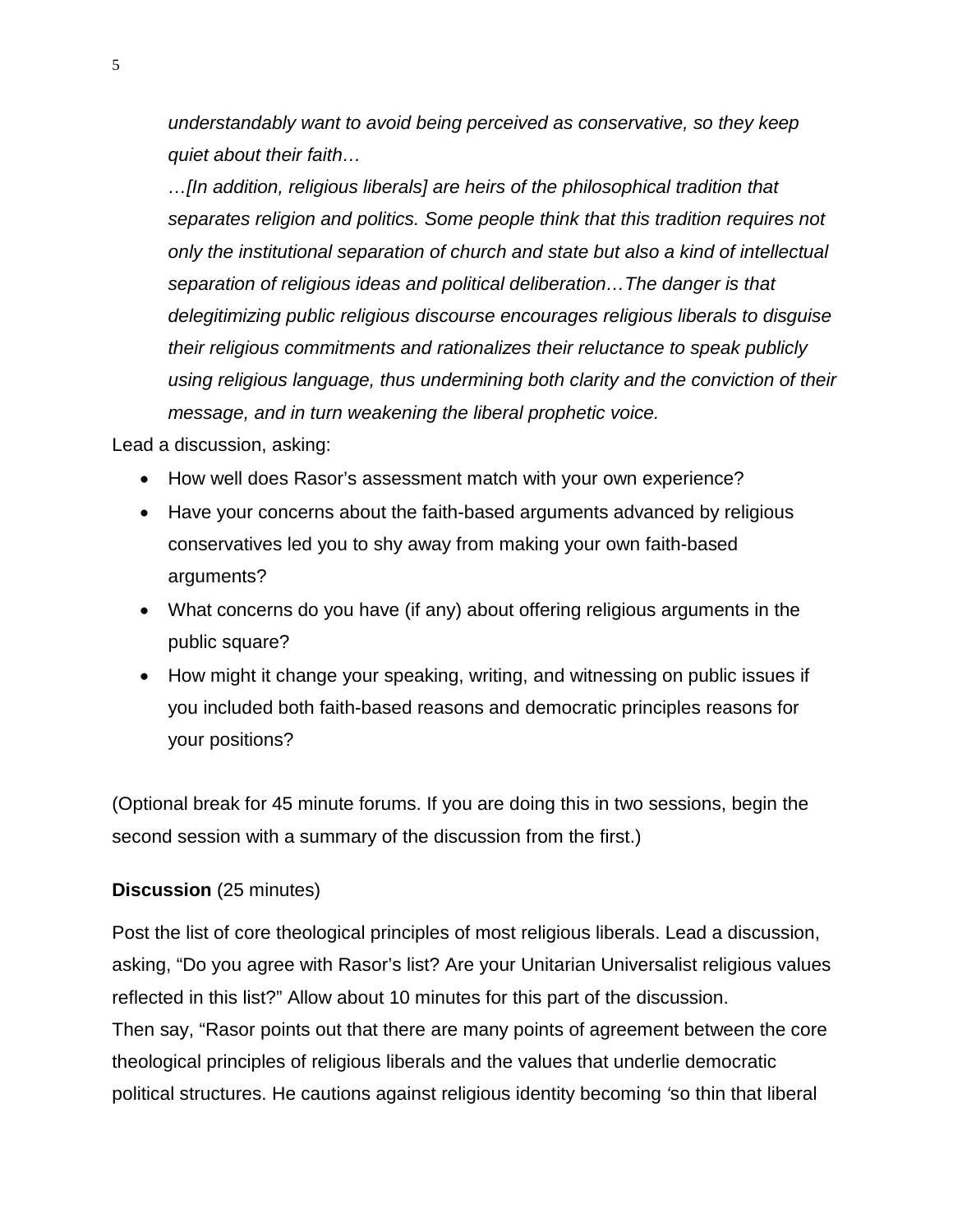*understandably want to avoid being perceived as conservative, so they keep quiet about their faith…*

*…[In addition, religious liberals] are heirs of the philosophical tradition that separates religion and politics. Some people think that this tradition requires not only the institutional separation of church and state but also a kind of intellectual separation of religious ideas and political deliberation…The danger is that delegitimizing public religious discourse encourages religious liberals to disguise their religious commitments and rationalizes their reluctance to speak publicly using religious language, thus undermining both clarity and the conviction of their message, and in turn weakening the liberal prophetic voice.*

Lead a discussion, asking:

- How well does Rasor's assessment match with your own experience?
- Have your concerns about the faith-based arguments advanced by religious conservatives led you to shy away from making your own faith-based arguments?
- What concerns do you have (if any) about offering religious arguments in the public square?
- How might it change your speaking, writing, and witnessing on public issues if you included both faith-based reasons and democratic principles reasons for your positions?

(Optional break for 45 minute forums. If you are doing this in two sessions, begin the second session with a summary of the discussion from the first.)

**Discussion** (25 minutes)

Post the list of core theological principles of most religious liberals. Lead a discussion, asking, "Do you agree with Rasor's list? Are your Unitarian Universalist religious values reflected in this list?" Allow about 10 minutes for this part of the discussion.

Then say, "Rasor points out that there are many points of agreement between the core theological principles of religious liberals and the values that underlie democratic political structures. He cautions against religious identity becoming 'so thin that liberal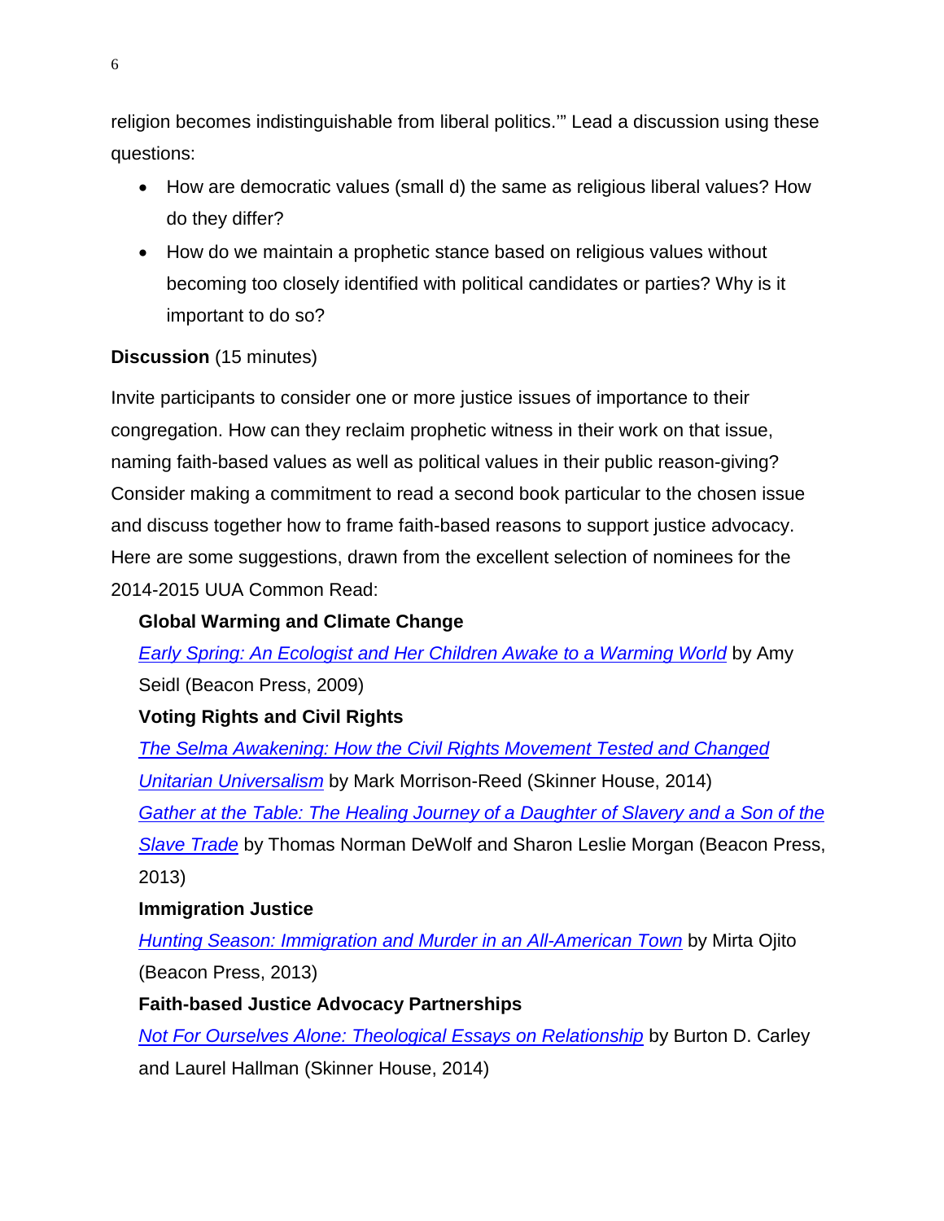religion becomes indistinguishable from liberal politics.'" Lead a discussion using these questions:

- How are democratic values (small d) the same as religious liberal values? How do they differ?
- How do we maintain a prophetic stance based on religious values without becoming too closely identified with political candidates or parties? Why is it important to do so?

**Discussion** (15 minutes)

Invite participants to consider one or more justice issues of importance to their congregation. How can they reclaim prophetic witness in their work on that issue, naming faith-based values as well as political values in their public reason-giving? Consider making a commitment to read a second book particular to the chosen issue and discuss together how to frame faith-based reasons to support justice advocacy. Here are some suggestions, drawn from the excellent selection of nominees for the 2014-2015 UUA Common Read:

**Global Warming and Climate Change**

*Early Spring: An Ecologist and Her Children Awake to a Warming World* by Amy Seidl (Beacon Press, 2009)

**Voting Rights and Civil Rights**

*The Selma Awakening: How the Civil Rights Movement Tested and Changed Unitarian Universalism* by Mark Morrison-Reed (Skinner House, 2014)

*Gather at the Table: The Healing Journey of a Daughter of Slavery and a Son of the Slave Trade* by Thomas Norman DeWolf and Sharon Leslie Morgan (Beacon Press, 2013)

**Immigration Justice**

*Hunting Season: Immigration and Murder in an All-American Town* by Mirta Ojito (Beacon Press, 2013)

**Faith-based Justice Advocacy Partnerships**

*Not For Ourselves Alone: Theological Essays on Relationship* by Burton D. Carley and Laurel Hallman (Skinner House, 2014)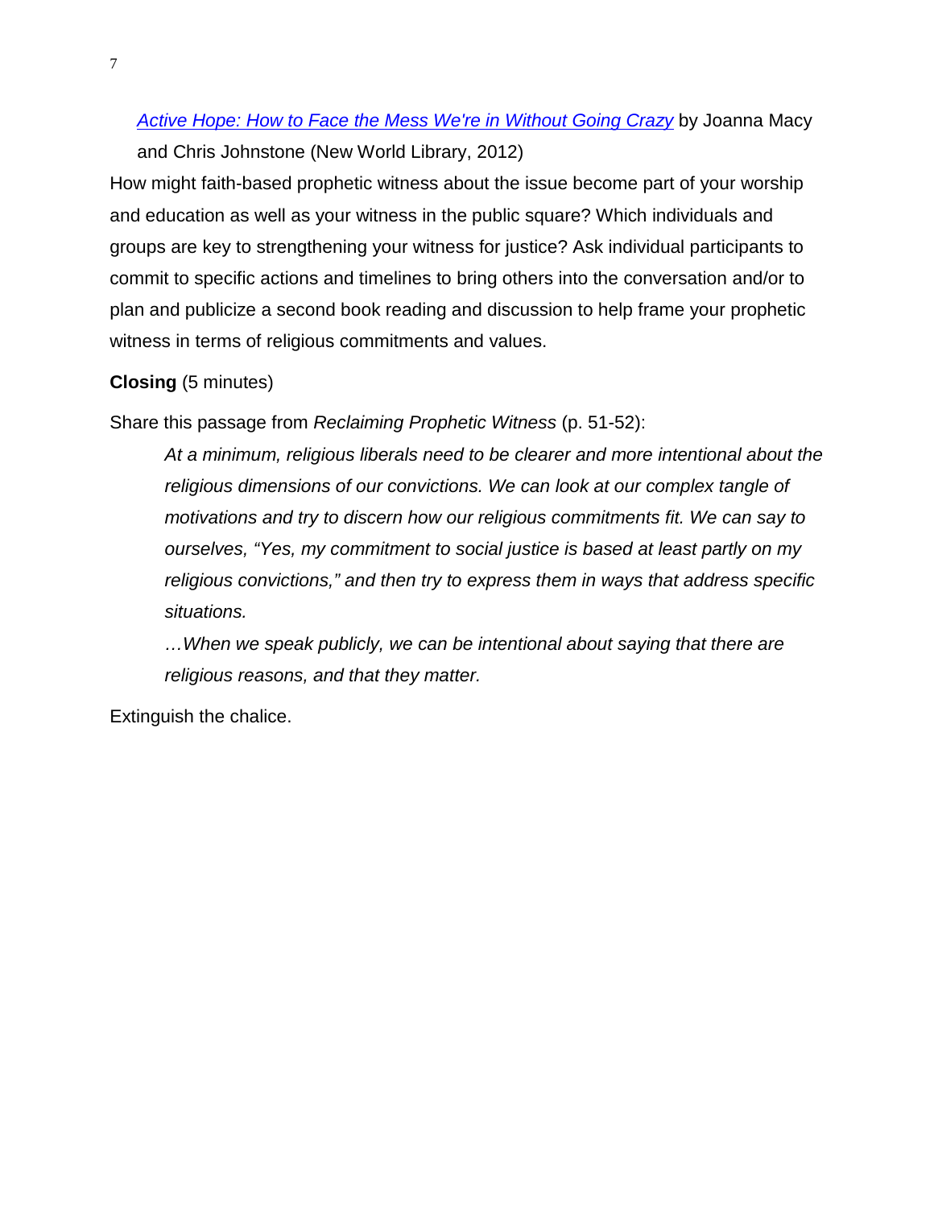[*Active Hope: How to Face the Mess We're in Without Going Crazy*] by Joanna Macy and Chris Johnstone (New World Library, 2012)

How might faith-based prophetic witness about the issue become part of your worship and education as well as your witness in the public square? Which individuals and groups are key to strengthening your witness for justice? Ask individual participants to commit to specific actions and timelines to bring others into the conversation and/or to plan and publicize a second book reading and discussion to help frame your prophetic witness in terms of religious commitments and values.

**Closing** (5 minutes)

Share this passage from *Reclaiming Prophetic Witness* (p. 51-52):

> *At a minimum, religious liberals need to be clearer and more intentional about the religious dimensions of our convictions. We can look at our complex tangle of motivations and try to discern how our religious commitments fit. We can say to ourselves, "Yes, my commitment to social justice is based at least partly on my religious convictions," and then try to express them in ways that address specific situations.*
>
> *…When we speak publicly, we can be intentional about saying that there are religious reasons, and that they matter.*

Extinguish the chalice.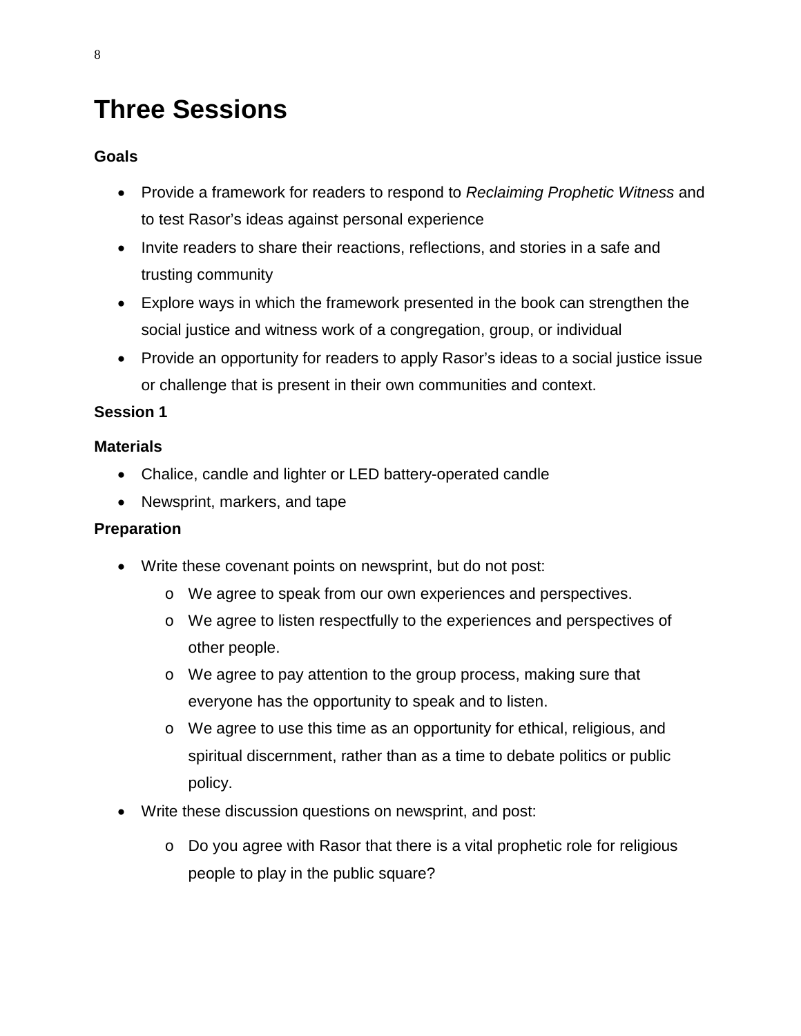# Three Sessions

**Goals**

- Provide a framework for readers to respond to *Reclaiming Prophetic Witness* and to test Rasor's ideas against personal experience
- Invite readers to share their reactions, reflections, and stories in a safe and trusting community
- Explore ways in which the framework presented in the book can strengthen the social justice and witness work of a congregation, group, or individual
- Provide an opportunity for readers to apply Rasor's ideas to a social justice issue or challenge that is present in their own communities and context.

**Session 1**

**Materials**

- Chalice, candle and lighter or LED battery-operated candle
- Newsprint, markers, and tape

**Preparation**

- Write these covenant points on newsprint, but do not post:
  - We agree to speak from our own experiences and perspectives.
  - We agree to listen respectfully to the experiences and perspectives of other people.
  - We agree to pay attention to the group process, making sure that everyone has the opportunity to speak and to listen.
  - We agree to use this time as an opportunity for ethical, religious, and spiritual discernment, rather than as a time to debate politics or public policy.
- Write these discussion questions on newsprint, and post:
  - Do you agree with Rasor that there is a vital prophetic role for religious people to play in the public square?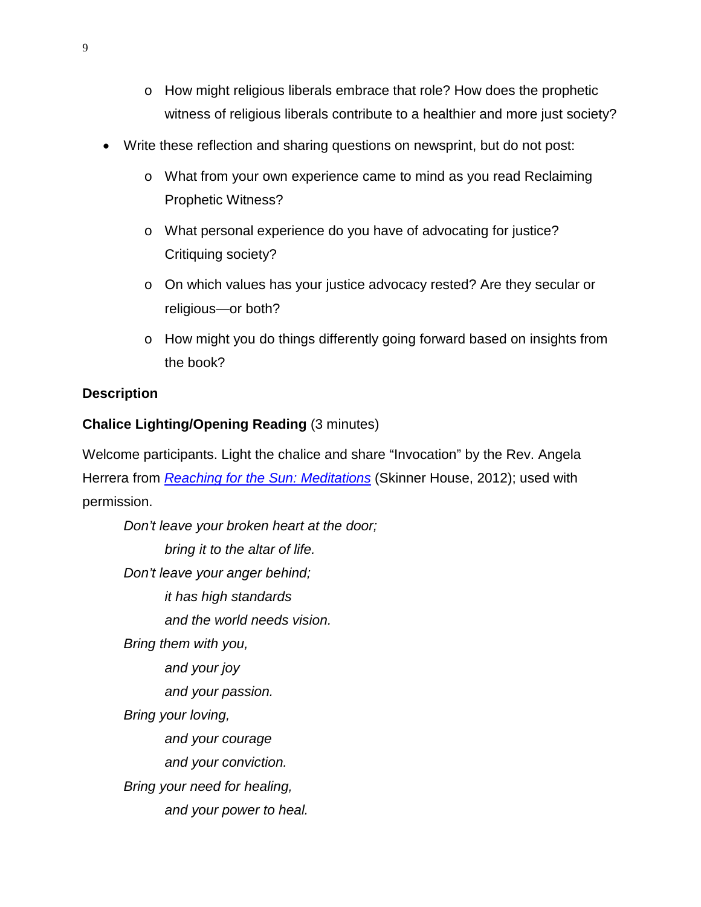- How might religious liberals embrace that role? How does the prophetic witness of religious liberals contribute to a healthier and more just society?
- Write these reflection and sharing questions on newsprint, but do not post:
  - What from your own experience came to mind as you read Reclaiming Prophetic Witness?
  - What personal experience do you have of advocating for justice? Critiquing society?
  - On which values has your justice advocacy rested? Are they secular or religious—or both?
  - How might you do things differently going forward based on insights from the book?

**Description**

**Chalice Lighting/Opening Reading** (3 minutes)

Welcome participants. Light the chalice and share "Invocation" by the Rev. Angela Herrera from *Reaching for the Sun: Meditations* (Skinner House, 2012); used with permission.

> *Don't leave your broken heart at the door;*
> *bring it to the altar of life.*
> *Don't leave your anger behind;*
> *it has high standards*
> *and the world needs vision.*
> *Bring them with you,*
> *and your joy*
> *and your passion.*
> *Bring your loving,*
> *and your courage*
> *and your conviction.*
> *Bring your need for healing,*
> *and your power to heal.*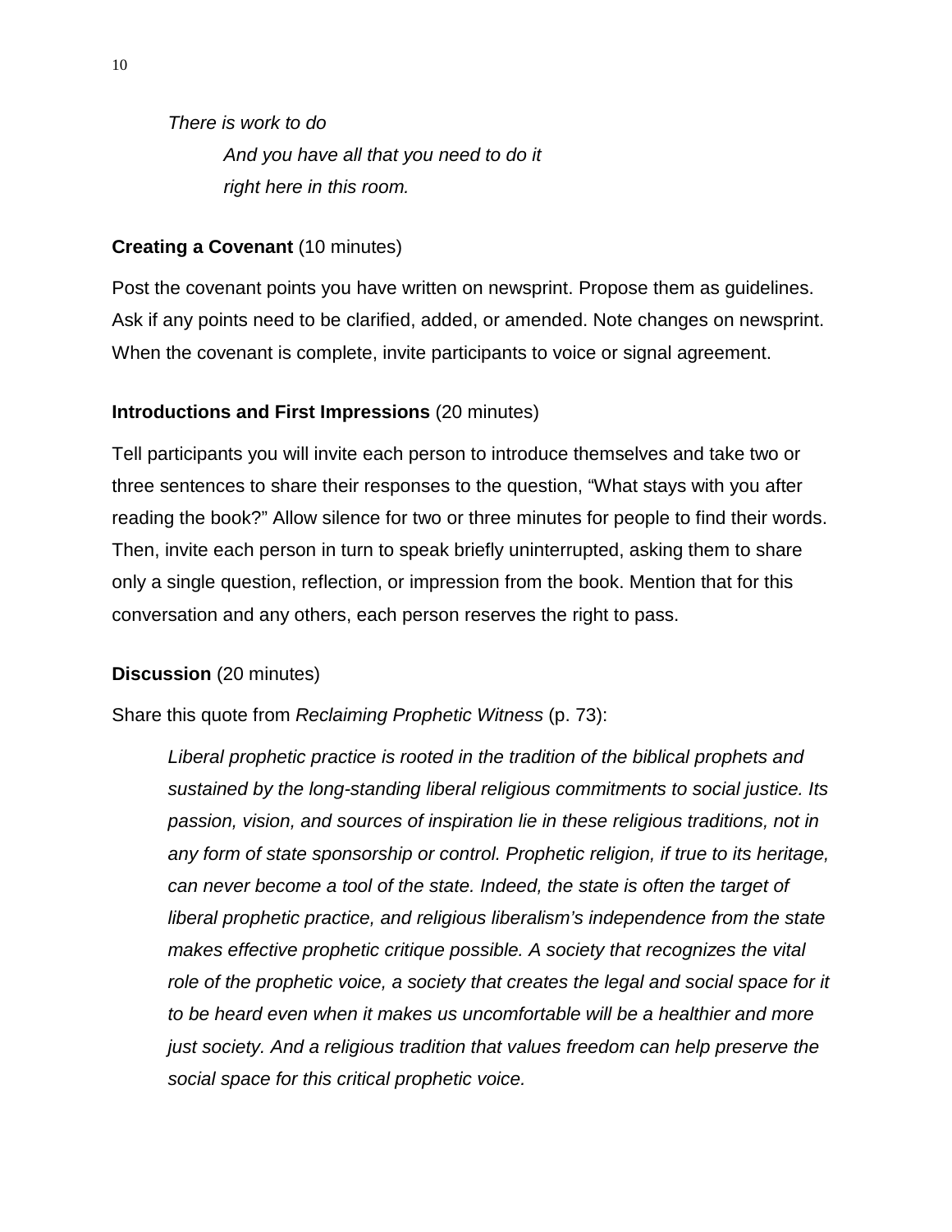*There is work to do*
*And you have all that you need to do it*
*right here in this room.*

**Creating a Covenant** (10 minutes)

Post the covenant points you have written on newsprint. Propose them as guidelines. Ask if any points need to be clarified, added, or amended. Note changes on newsprint. When the covenant is complete, invite participants to voice or signal agreement.

**Introductions and First Impressions** (20 minutes)

Tell participants you will invite each person to introduce themselves and take two or three sentences to share their responses to the question, "What stays with you after reading the book?" Allow silence for two or three minutes for people to find their words. Then, invite each person in turn to speak briefly uninterrupted, asking them to share only a single question, reflection, or impression from the book. Mention that for this conversation and any others, each person reserves the right to pass.

**Discussion** (20 minutes)

Share this quote from *Reclaiming Prophetic Witness* (p. 73):

> *Liberal prophetic practice is rooted in the tradition of the biblical prophets and sustained by the long-standing liberal religious commitments to social justice. Its passion, vision, and sources of inspiration lie in these religious traditions, not in any form of state sponsorship or control. Prophetic religion, if true to its heritage, can never become a tool of the state. Indeed, the state is often the target of liberal prophetic practice, and religious liberalism's independence from the state makes effective prophetic critique possible. A society that recognizes the vital role of the prophetic voice, a society that creates the legal and social space for it to be heard even when it makes us uncomfortable will be a healthier and more just society. And a religious tradition that values freedom can help preserve the social space for this critical prophetic voice.*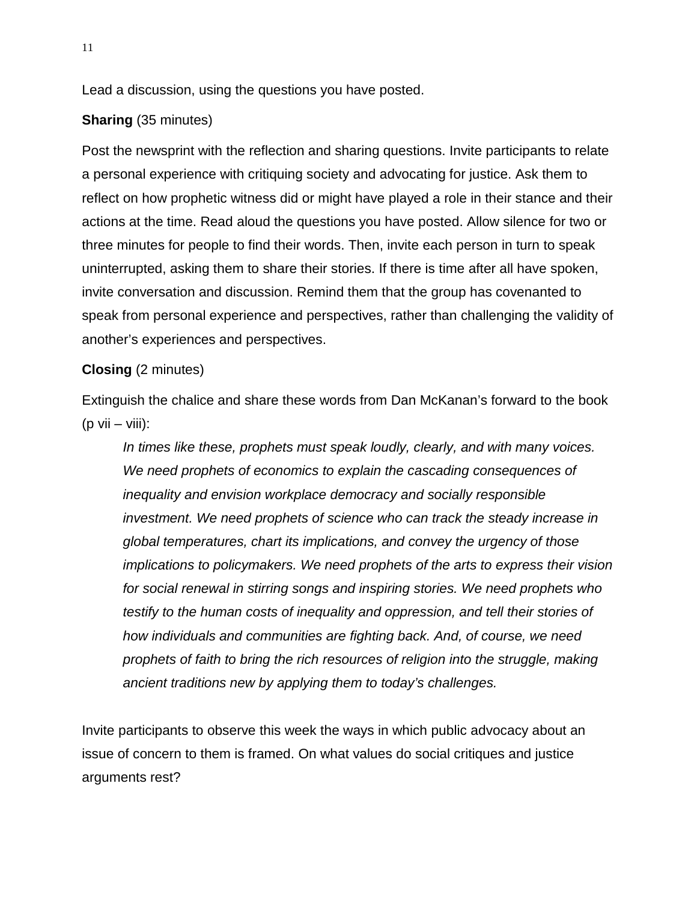Lead a discussion, using the questions you have posted.

**Sharing** (35 minutes)

Post the newsprint with the reflection and sharing questions. Invite participants to relate a personal experience with critiquing society and advocating for justice. Ask them to reflect on how prophetic witness did or might have played a role in their stance and their actions at the time. Read aloud the questions you have posted. Allow silence for two or three minutes for people to find their words. Then, invite each person in turn to speak uninterrupted, asking them to share their stories. If there is time after all have spoken, invite conversation and discussion. Remind them that the group has covenanted to speak from personal experience and perspectives, rather than challenging the validity of another's experiences and perspectives.

**Closing** (2 minutes)

Extinguish the chalice and share these words from Dan McKanan's forward to the book (p vii – viii):

> *In times like these, prophets must speak loudly, clearly, and with many voices. We need prophets of economics to explain the cascading consequences of inequality and envision workplace democracy and socially responsible investment. We need prophets of science who can track the steady increase in global temperatures, chart its implications, and convey the urgency of those implications to policymakers. We need prophets of the arts to express their vision for social renewal in stirring songs and inspiring stories. We need prophets who testify to the human costs of inequality and oppression, and tell their stories of how individuals and communities are fighting back. And, of course, we need prophets of faith to bring the rich resources of religion into the struggle, making ancient traditions new by applying them to today's challenges.*

Invite participants to observe this week the ways in which public advocacy about an issue of concern to them is framed. On what values do social critiques and justice arguments rest?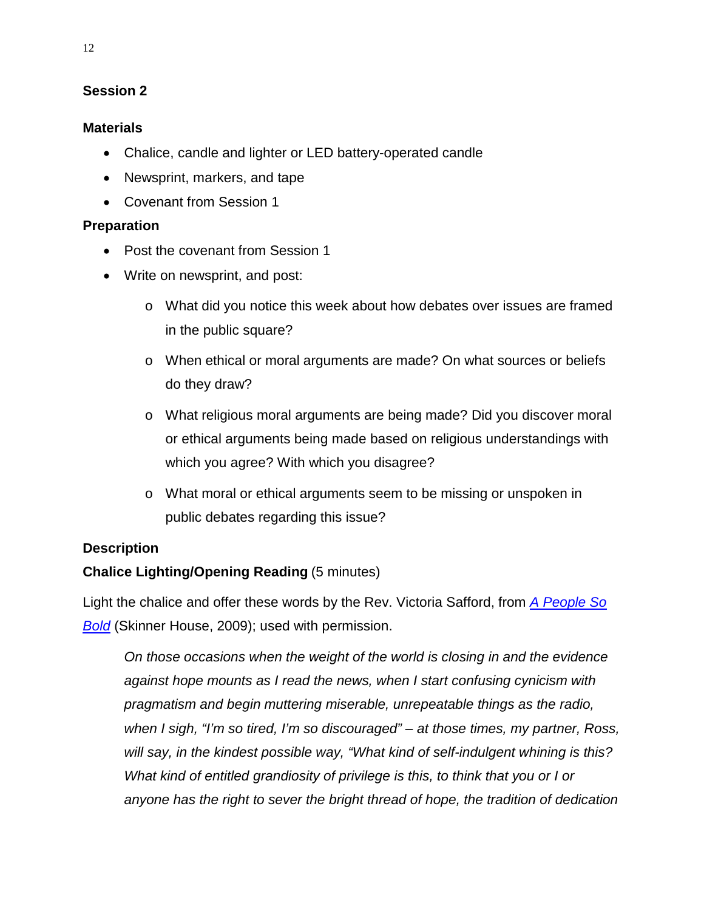## Session 2

### Materials

- Chalice, candle and lighter or LED battery-operated candle
- Newsprint, markers, and tape
- Covenant from Session 1

### Preparation

- Post the covenant from Session 1
- Write on newsprint, and post:
  - What did you notice this week about how debates over issues are framed in the public square?
  - When ethical or moral arguments are made? On what sources or beliefs do they draw?
  - What religious moral arguments are being made? Did you discover moral or ethical arguments being made based on religious understandings with which you agree? With which you disagree?
  - What moral or ethical arguments seem to be missing or unspoken in public debates regarding this issue?

### Description

**Chalice Lighting/Opening Reading** (5 minutes)

Light the chalice and offer these words by the Rev. Victoria Safford, from *A People So Bold* (Skinner House, 2009); used with permission.

> *On those occasions when the weight of the world is closing in and the evidence against hope mounts as I read the news, when I start confusing cynicism with pragmatism and begin muttering miserable, unrepeatable things as the radio, when I sigh, "I'm so tired, I'm so discouraged" – at those times, my partner, Ross, will say, in the kindest possible way, "What kind of self-indulgent whining is this? What kind of entitled grandiosity of privilege is this, to think that you or I or anyone has the right to sever the bright thread of hope, the tradition of dedication*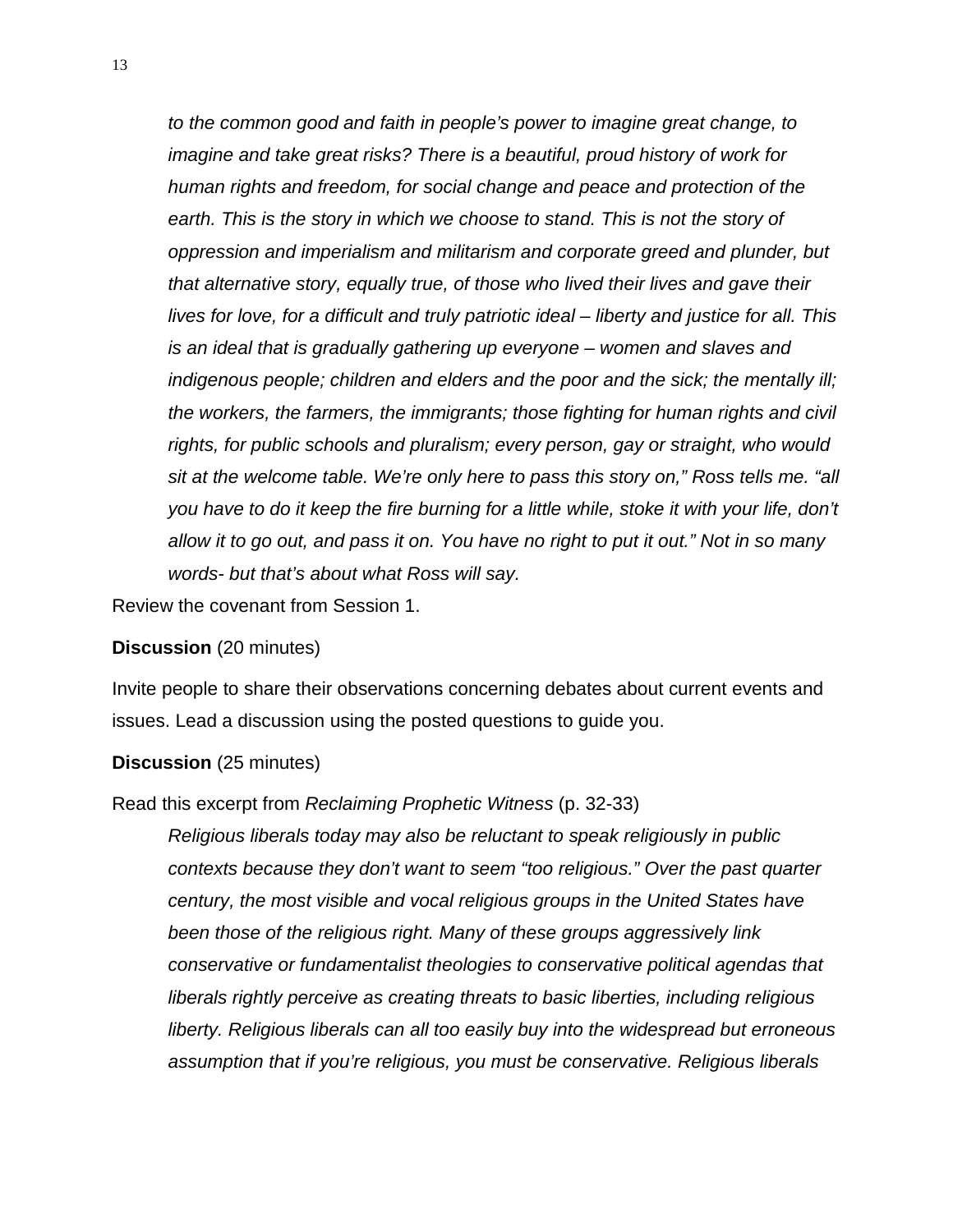*to the common good and faith in people's power to imagine great change, to imagine and take great risks? There is a beautiful, proud history of work for human rights and freedom, for social change and peace and protection of the earth. This is the story in which we choose to stand. This is not the story of oppression and imperialism and militarism and corporate greed and plunder, but that alternative story, equally true, of those who lived their lives and gave their lives for love, for a difficult and truly patriotic ideal – liberty and justice for all. This is an ideal that is gradually gathering up everyone – women and slaves and indigenous people; children and elders and the poor and the sick; the mentally ill; the workers, the farmers, the immigrants; those fighting for human rights and civil rights, for public schools and pluralism; every person, gay or straight, who would sit at the welcome table. We're only here to pass this story on," Ross tells me. "all you have to do it keep the fire burning for a little while, stoke it with your life, don't allow it to go out, and pass it on. You have no right to put it out." Not in so many words- but that's about what Ross will say.*

Review the covenant from Session 1.

**Discussion** (20 minutes)

Invite people to share their observations concerning debates about current events and issues. Lead a discussion using the posted questions to guide you.

**Discussion** (25 minutes)

Read this excerpt from *Reclaiming Prophetic Witness* (p. 32-33)

*Religious liberals today may also be reluctant to speak religiously in public contexts because they don't want to seem "too religious." Over the past quarter century, the most visible and vocal religious groups in the United States have been those of the religious right. Many of these groups aggressively link conservative or fundamentalist theologies to conservative political agendas that liberals rightly perceive as creating threats to basic liberties, including religious liberty. Religious liberals can all too easily buy into the widespread but erroneous assumption that if you're religious, you must be conservative. Religious liberals*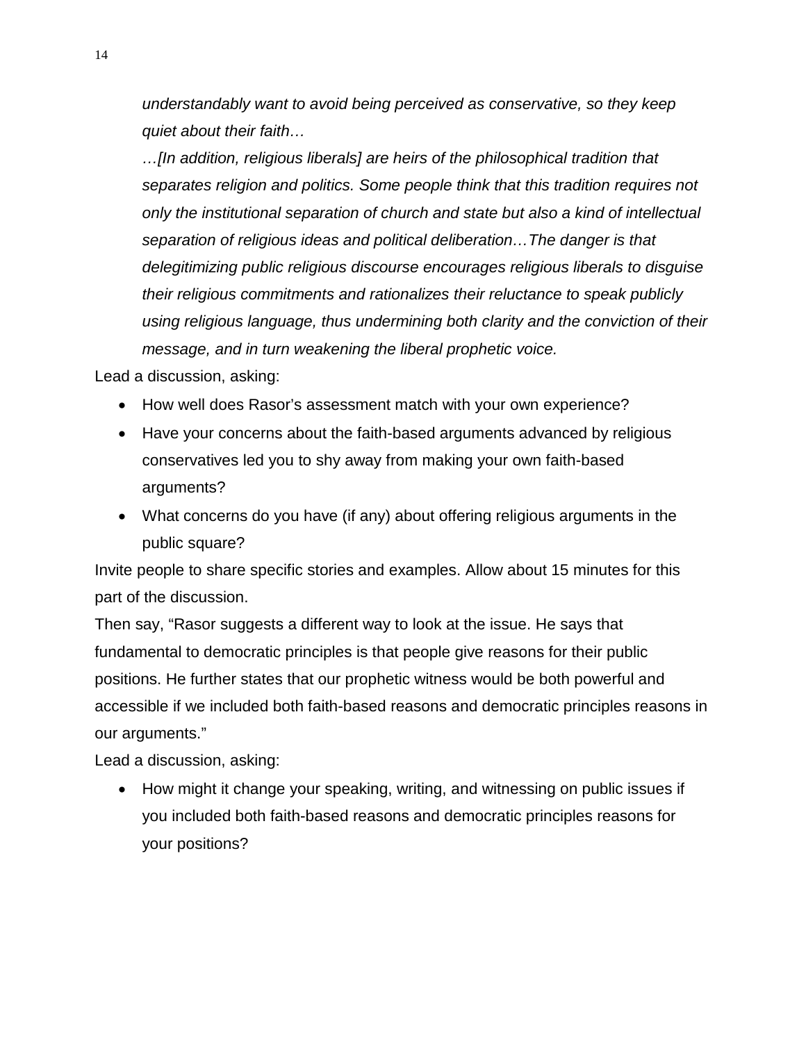*understandably want to avoid being perceived as conservative, so they keep quiet about their faith…*

*…[In addition, religious liberals] are heirs of the philosophical tradition that separates religion and politics. Some people think that this tradition requires not only the institutional separation of church and state but also a kind of intellectual separation of religious ideas and political deliberation…The danger is that delegitimizing public religious discourse encourages religious liberals to disguise their religious commitments and rationalizes their reluctance to speak publicly using religious language, thus undermining both clarity and the conviction of their message, and in turn weakening the liberal prophetic voice.*

Lead a discussion, asking:

- How well does Rasor's assessment match with your own experience?
- Have your concerns about the faith-based arguments advanced by religious conservatives led you to shy away from making your own faith-based arguments?
- What concerns do you have (if any) about offering religious arguments in the public square?

Invite people to share specific stories and examples. Allow about 15 minutes for this part of the discussion.

Then say, "Rasor suggests a different way to look at the issue. He says that fundamental to democratic principles is that people give reasons for their public positions. He further states that our prophetic witness would be both powerful and accessible if we included both faith-based reasons and democratic principles reasons in our arguments."

Lead a discussion, asking:

- How might it change your speaking, writing, and witnessing on public issues if you included both faith-based reasons and democratic principles reasons for your positions?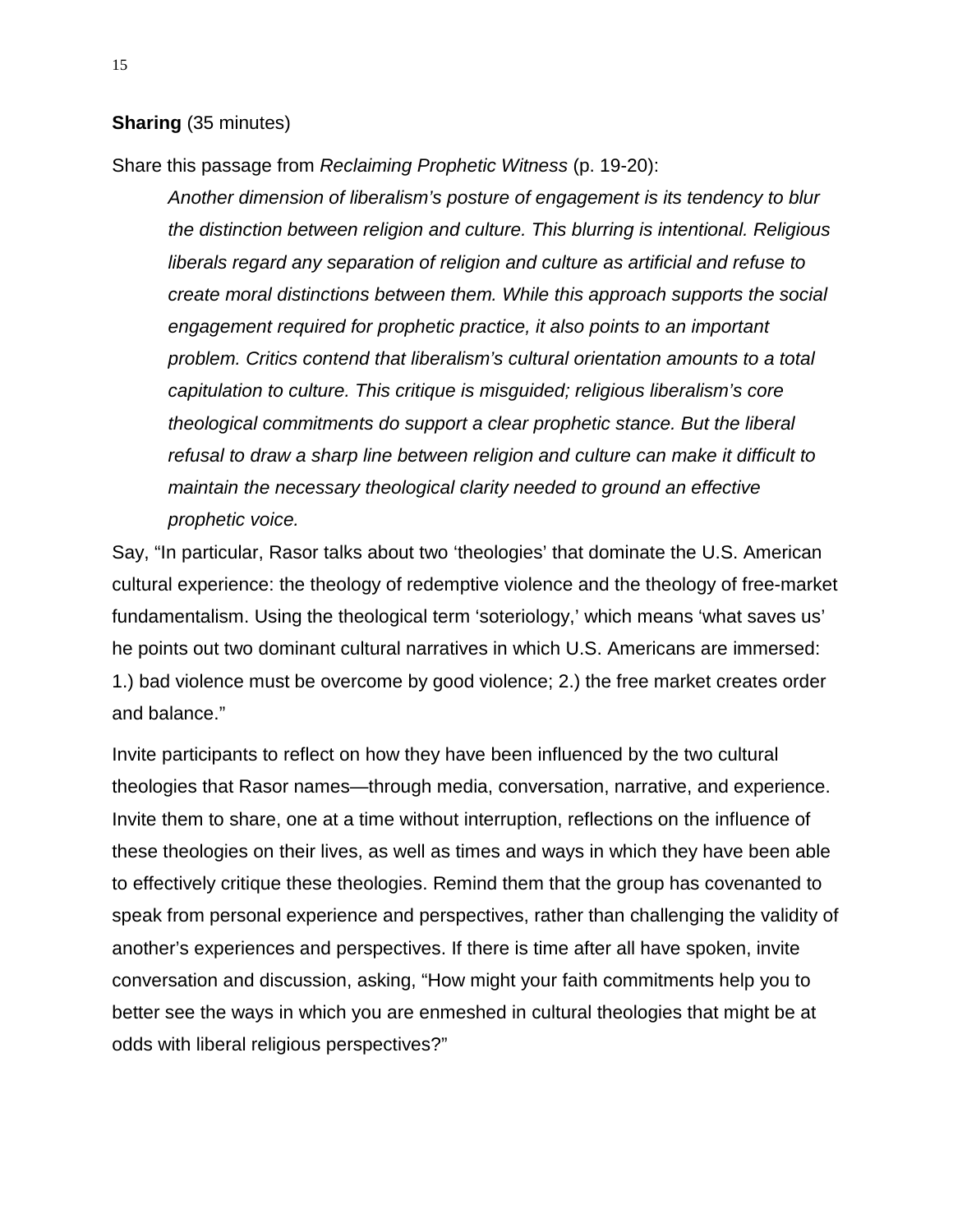**Sharing** (35 minutes)

Share this passage from *Reclaiming Prophetic Witness* (p. 19-20):

> *Another dimension of liberalism's posture of engagement is its tendency to blur the distinction between religion and culture. This blurring is intentional. Religious liberals regard any separation of religion and culture as artificial and refuse to create moral distinctions between them. While this approach supports the social engagement required for prophetic practice, it also points to an important problem. Critics contend that liberalism's cultural orientation amounts to a total capitulation to culture. This critique is misguided; religious liberalism's core theological commitments do support a clear prophetic stance. But the liberal refusal to draw a sharp line between religion and culture can make it difficult to maintain the necessary theological clarity needed to ground an effective prophetic voice.*

Say, "In particular, Rasor talks about two 'theologies' that dominate the U.S. American cultural experience: the theology of redemptive violence and the theology of free-market fundamentalism. Using the theological term 'soteriology,' which means 'what saves us' he points out two dominant cultural narratives in which U.S. Americans are immersed: 1.) bad violence must be overcome by good violence; 2.) the free market creates order and balance."

Invite participants to reflect on how they have been influenced by the two cultural theologies that Rasor names—through media, conversation, narrative, and experience. Invite them to share, one at a time without interruption, reflections on the influence of these theologies on their lives, as well as times and ways in which they have been able to effectively critique these theologies. Remind them that the group has covenanted to speak from personal experience and perspectives, rather than challenging the validity of another's experiences and perspectives. If there is time after all have spoken, invite conversation and discussion, asking, "How might your faith commitments help you to better see the ways in which you are enmeshed in cultural theologies that might be at odds with liberal religious perspectives?"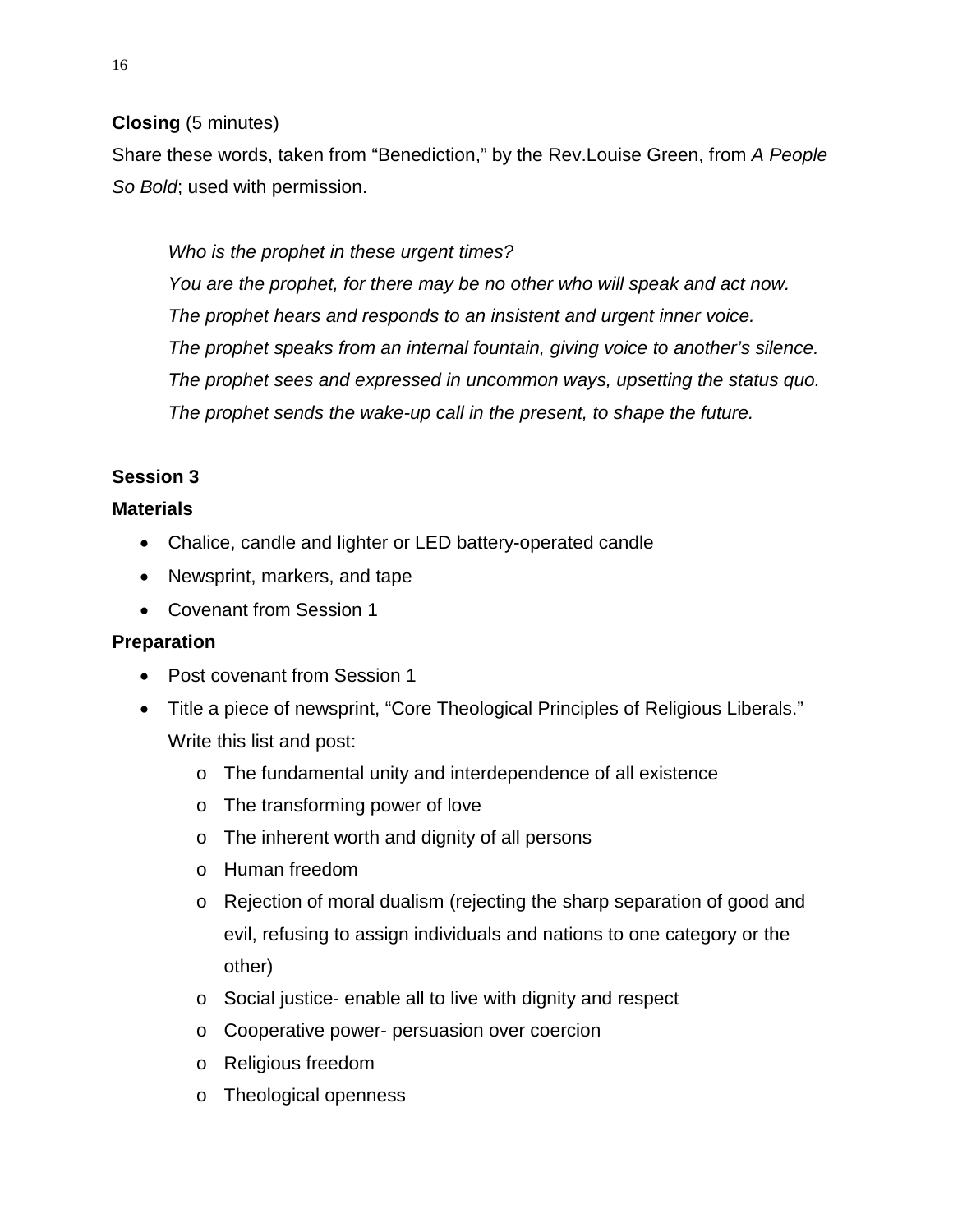**Closing** (5 minutes)

Share these words, taken from "Benediction," by the Rev.Louise Green, from *A People So Bold*; used with permission.

> *Who is the prophet in these urgent times?*
> *You are the prophet, for there may be no other who will speak and act now.*
> *The prophet hears and responds to an insistent and urgent inner voice.*
> *The prophet speaks from an internal fountain, giving voice to another's silence.*
> *The prophet sees and expressed in uncommon ways, upsetting the status quo.*
> *The prophet sends the wake-up call in the present, to shape the future.*

**Session 3**

**Materials**

- Chalice, candle and lighter or LED battery-operated candle
- Newsprint, markers, and tape
- Covenant from Session 1

**Preparation**

- Post covenant from Session 1
- Title a piece of newsprint, "Core Theological Principles of Religious Liberals." Write this list and post:
  - The fundamental unity and interdependence of all existence
  - The transforming power of love
  - The inherent worth and dignity of all persons
  - Human freedom
  - Rejection of moral dualism (rejecting the sharp separation of good and evil, refusing to assign individuals and nations to one category or the other)
  - Social justice- enable all to live with dignity and respect
  - Cooperative power- persuasion over coercion
  - Religious freedom
  - Theological openness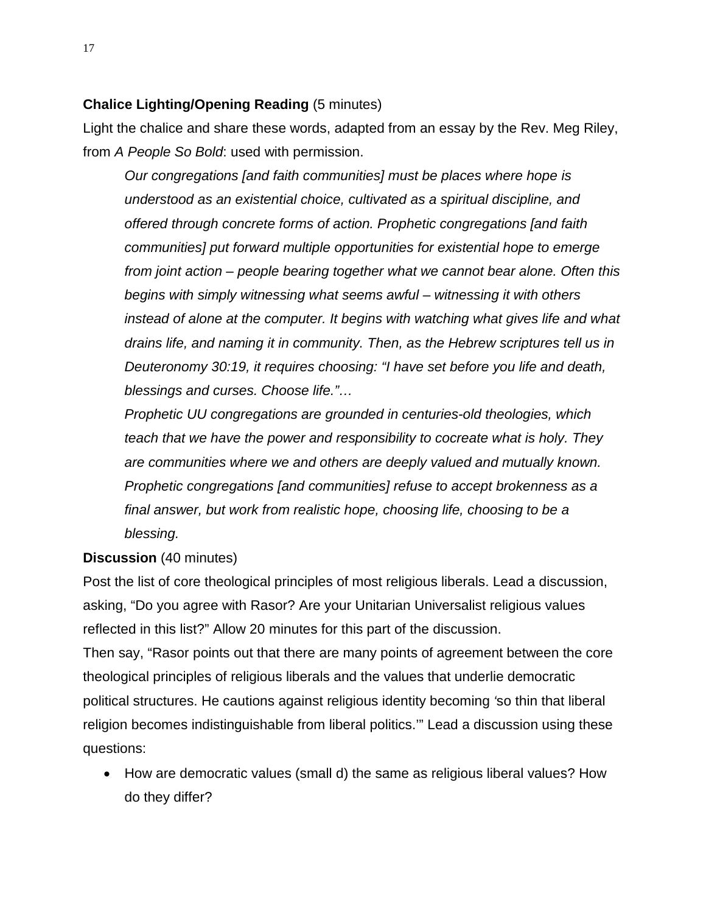**Chalice Lighting/Opening Reading** (5 minutes)

Light the chalice and share these words, adapted from an essay by the Rev. Meg Riley, from *A People So Bold*: used with permission.

> *Our congregations [and faith communities] must be places where hope is understood as an existential choice, cultivated as a spiritual discipline, and offered through concrete forms of action. Prophetic congregations [and faith communities] put forward multiple opportunities for existential hope to emerge from joint action – people bearing together what we cannot bear alone. Often this begins with simply witnessing what seems awful – witnessing it with others instead of alone at the computer. It begins with watching what gives life and what drains life, and naming it in community. Then, as the Hebrew scriptures tell us in Deuteronomy 30:19, it requires choosing: "I have set before you life and death, blessings and curses. Choose life."…*
>
> *Prophetic UU congregations are grounded in centuries-old theologies, which teach that we have the power and responsibility to cocreate what is holy. They are communities where we and others are deeply valued and mutually known. Prophetic congregations [and communities] refuse to accept brokenness as a final answer, but work from realistic hope, choosing life, choosing to be a blessing.*

**Discussion** (40 minutes)

Post the list of core theological principles of most religious liberals. Lead a discussion, asking, "Do you agree with Rasor? Are your Unitarian Universalist religious values reflected in this list?" Allow 20 minutes for this part of the discussion.

Then say, "Rasor points out that there are many points of agreement between the core theological principles of religious liberals and the values that underlie democratic political structures. He cautions against religious identity becoming 'so thin that liberal religion becomes indistinguishable from liberal politics.'" Lead a discussion using these questions:

- How are democratic values (small d) the same as religious liberal values? How do they differ?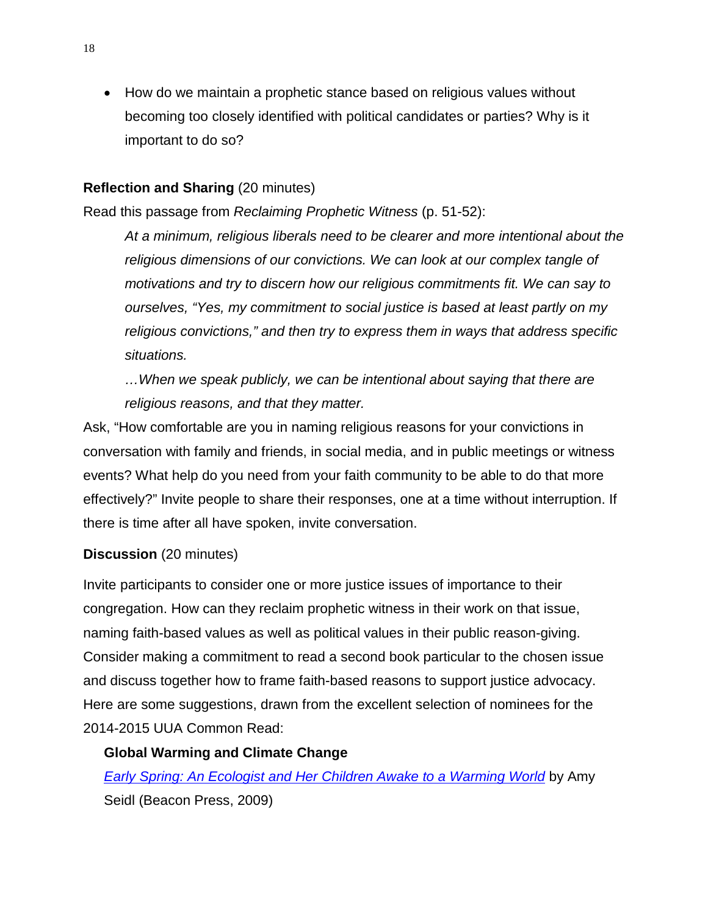- How do we maintain a prophetic stance based on religious values without becoming too closely identified with political candidates or parties? Why is it important to do so?

**Reflection and Sharing** (20 minutes)

Read this passage from *Reclaiming Prophetic Witness* (p. 51-52):

> *At a minimum, religious liberals need to be clearer and more intentional about the religious dimensions of our convictions. We can look at our complex tangle of motivations and try to discern how our religious commitments fit. We can say to ourselves, "Yes, my commitment to social justice is based at least partly on my religious convictions," and then try to express them in ways that address specific situations.*
>
> *…When we speak publicly, we can be intentional about saying that there are religious reasons, and that they matter.*

Ask, "How comfortable are you in naming religious reasons for your convictions in conversation with family and friends, in social media, and in public meetings or witness events? What help do you need from your faith community to be able to do that more effectively?" Invite people to share their responses, one at a time without interruption. If there is time after all have spoken, invite conversation.

**Discussion** (20 minutes)

Invite participants to consider one or more justice issues of importance to their congregation. How can they reclaim prophetic witness in their work on that issue, naming faith-based values as well as political values in their public reason-giving. Consider making a commitment to read a second book particular to the chosen issue and discuss together how to frame faith-based reasons to support justice advocacy. Here are some suggestions, drawn from the excellent selection of nominees for the 2014-2015 UUA Common Read:

**Global Warming and Climate Change**

*Early Spring: An Ecologist and Her Children Awake to a Warming World* by Amy Seidl (Beacon Press, 2009)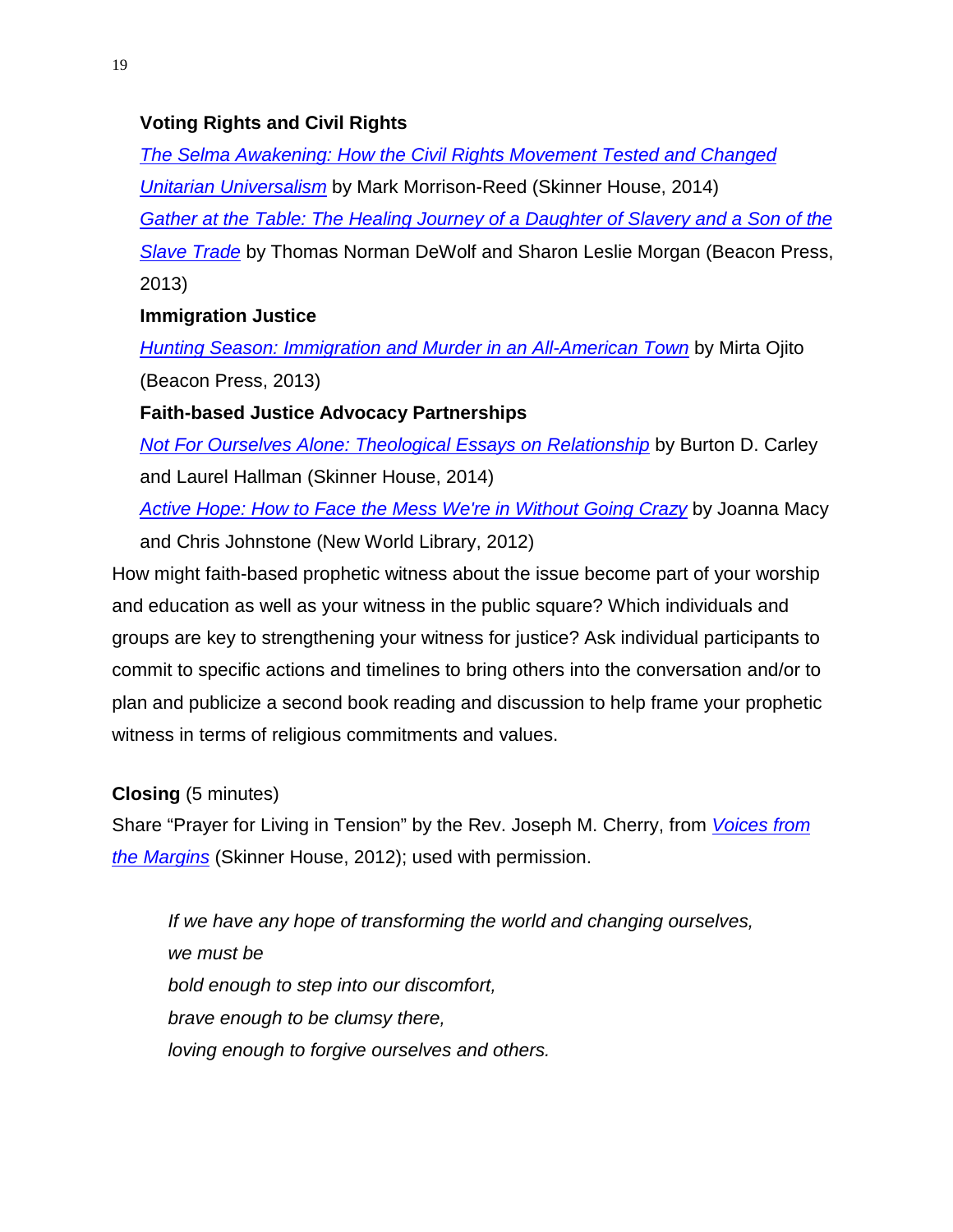**Voting Rights and Civil Rights**

*The Selma Awakening: How the Civil Rights Movement Tested and Changed Unitarian Universalism* by Mark Morrison-Reed (Skinner House, 2014)

*Gather at the Table: The Healing Journey of a Daughter of Slavery and a Son of the Slave Trade* by Thomas Norman DeWolf and Sharon Leslie Morgan (Beacon Press, 2013)

**Immigration Justice**

*Hunting Season: Immigration and Murder in an All-American Town* by Mirta Ojito (Beacon Press, 2013)

**Faith-based Justice Advocacy Partnerships**

*Not For Ourselves Alone: Theological Essays on Relationship* by Burton D. Carley and Laurel Hallman (Skinner House, 2014)

*Active Hope: How to Face the Mess We're in Without Going Crazy* by Joanna Macy and Chris Johnstone (New World Library, 2012)

How might faith-based prophetic witness about the issue become part of your worship and education as well as your witness in the public square? Which individuals and groups are key to strengthening your witness for justice? Ask individual participants to commit to specific actions and timelines to bring others into the conversation and/or to plan and publicize a second book reading and discussion to help frame your prophetic witness in terms of religious commitments and values.

**Closing** (5 minutes)

Share "Prayer for Living in Tension" by the Rev. Joseph M. Cherry, from *Voices from the Margins* (Skinner House, 2012); used with permission.

> *If we have any hope of transforming the world and changing ourselves,*
> *we must be*
> *bold enough to step into our discomfort,*
> *brave enough to be clumsy there,*
> *loving enough to forgive ourselves and others.*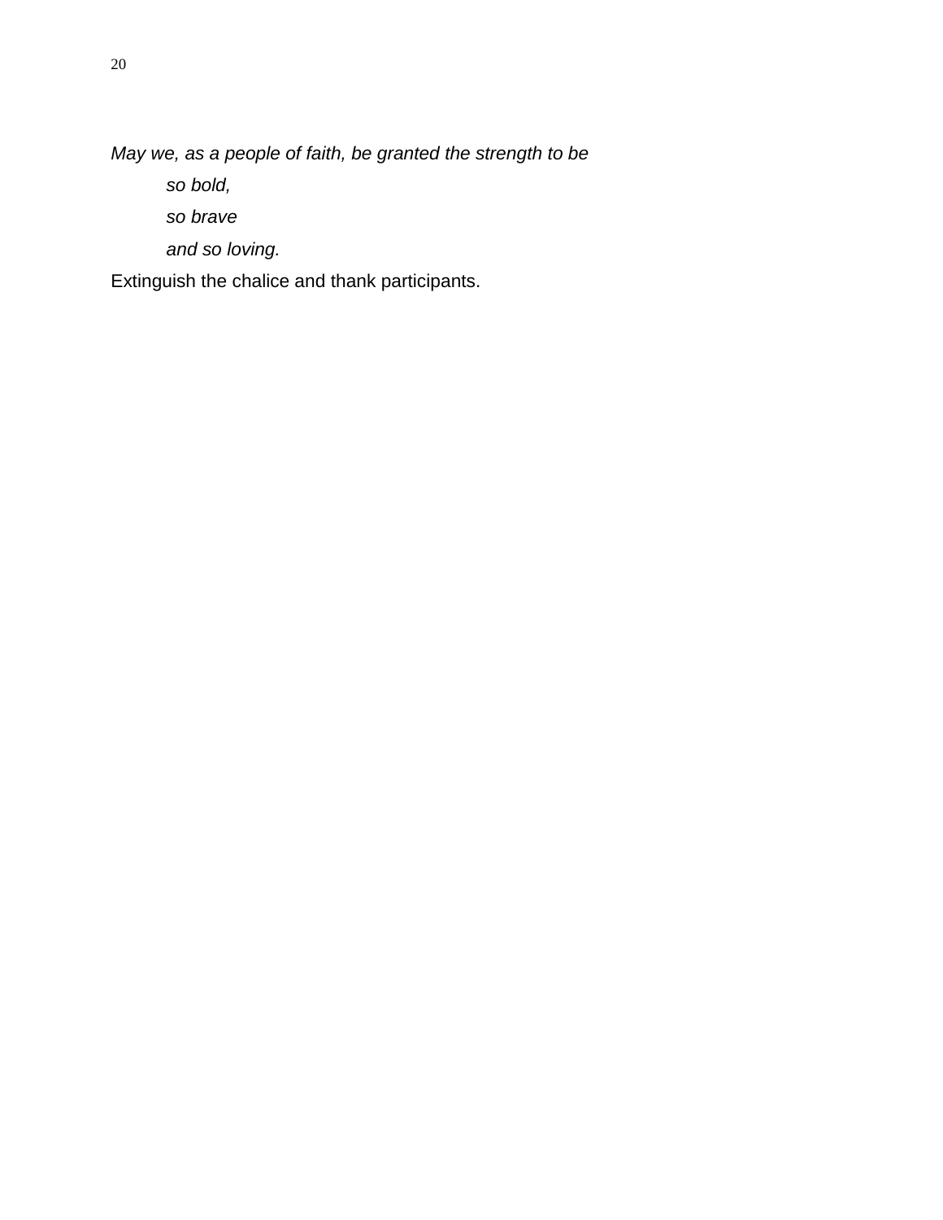*May we, as a people of faith, be granted the strength to be*

*so bold,*

*so brave*

*and so loving.*

Extinguish the chalice and thank participants.